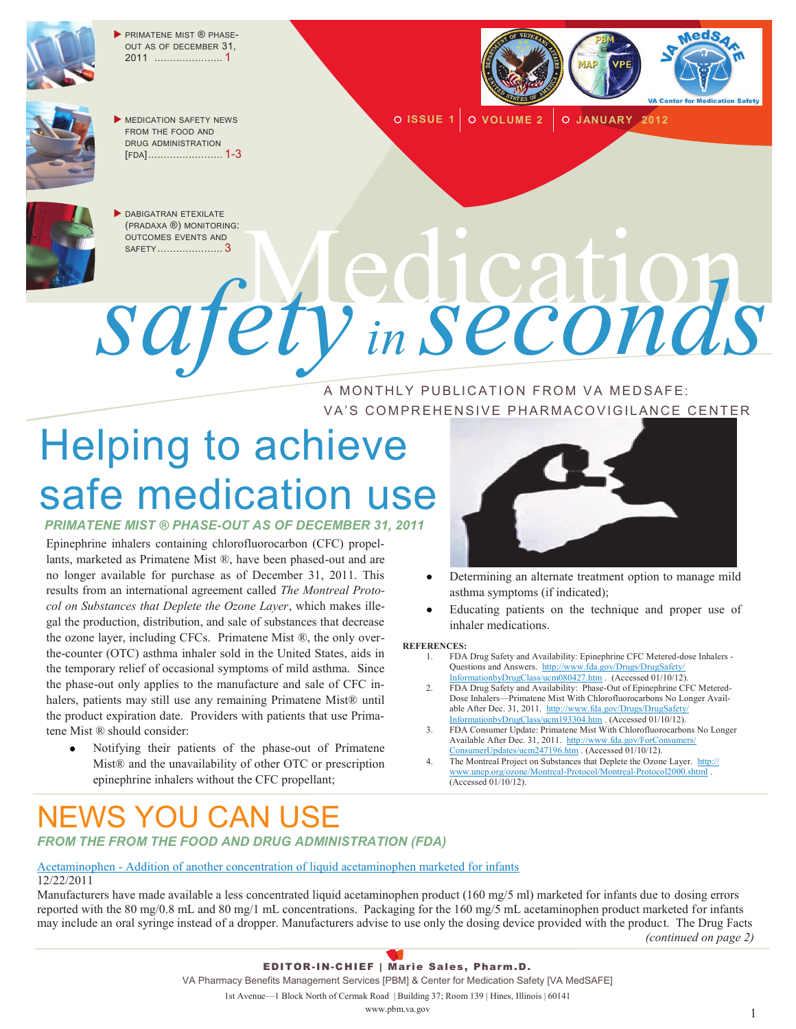- PRIMATENE MIST ® PHASE-OUT AS OF DECEMBER 31, 2011 ...................... 1
- MEDICATION SAFETY NEWS FROM THE FOOD AND DRUG ADMINISTRATION [FDA]......................... 1-3
- DABIGATRAN ETEXILATE (PRADAXA ®) MONITORING: OUTCOMES EVENTS AND SAFETY..................... 3

ISSUE 1 | VOLUME 2 | JANUARY 2012

VA Center for Medication Safety

# Medication safety in seconds

A MONTHLY PUBLICATION FROM VA MEDSAFE: VA'S COMPREHENSIVE PHARMACOVIGILANCE CENTER

# Helping to achieve safe medication use

## *PRIMATENE MIST ® PHASE-OUT AS OF DECEMBER 31, 2011*

Epinephrine inhalers containing chlorofluorocarbon (CFC) propellants, marketed as Primatene Mist ®, have been phased-out and are no longer available for purchase as of December 31, 2011. This results from an international agreement called *The Montreal Protocol on Substances that Deplete the Ozone Layer*, which makes illegal the production, distribution, and sale of substances that decrease the ozone layer, including CFCs. Primatene Mist ®, the only over-the-counter (OTC) asthma inhaler sold in the United States, aids in the temporary relief of occasional symptoms of mild asthma. Since the phase-out only applies to the manufacture and sale of CFC inhalers, patients may still use any remaining Primatene Mist® until the product expiration date. Providers with patients that use Primatene Mist ® should consider:

- Notifying their patients of the phase-out of Primatene Mist® and the unavailability of other OTC or prescription epinephrine inhalers without the CFC propellant;
- Determining an alternate treatment option to manage mild asthma symptoms (if indicated);
- Educating patients on the technique and proper use of inhaler medications.

**REFERENCES:**

1. FDA Drug Safety and Availability: Epinephrine CFC Metered-dose Inhalers - Questions and Answers. http://www.fda.gov/Drugs/DrugSafety/InformationbyDrugClass/ucm080427.htm . (Accessed 01/10/12).
2. FDA Drug Safety and Availability: Phase-Out of Epinephrine CFC Metered-Dose Inhalers—Primatene Mist With Chlorofluorocarbons No Longer Available After Dec. 31, 2011. http://www.fda.gov/Drugs/DrugSafety/InformationbyDrugClass/ucm193304.htm . (Accessed 01/10/12).
3. FDA Consumer Update: Primatene Mist With Chlorofluorocarbons No Longer Available After Dec. 31, 2011. http://www.fda.gov/ForConsumers/ConsumerUpdates/ucm247196.htm . (Accessed 01/10/12).
4. The Montreal Project on Substances that Deplete the Ozone Layer. http://www.unep.org/ozone/Montreal-Protocol/Montreal-Protocol2000.shtml . (Accessed 01/10/12).

# NEWS YOU CAN USE

## *FROM THE FROM THE FOOD AND DRUG ADMINISTRATION (FDA)*

Acetaminophen - Addition of another concentration of liquid acetaminophen marketed for infants
12/22/2011
Manufacturers have made available a less concentrated liquid acetaminophen product (160 mg/5 ml) marketed for infants due to dosing errors reported with the 80 mg/0.8 mL and 80 mg/1 mL concentrations. Packaging for the 160 mg/5 mL acetaminophen product marketed for infants may include an oral syringe instead of a dropper. Manufacturers advise to use only the dosing device provided with the product. The Drug Facts

*(continued on page 2)*

**EDITOR-IN-CHIEF | Marie Sales, Pharm.D.**
VA Pharmacy Benefits Management Services [PBM] & Center for Medication Safety [VA MedSAFE]
1st Avenue—1 Block North of Cermak Road | Building 37; Room 139 | Hines, Illinois | 60141
www.pbm.va.gov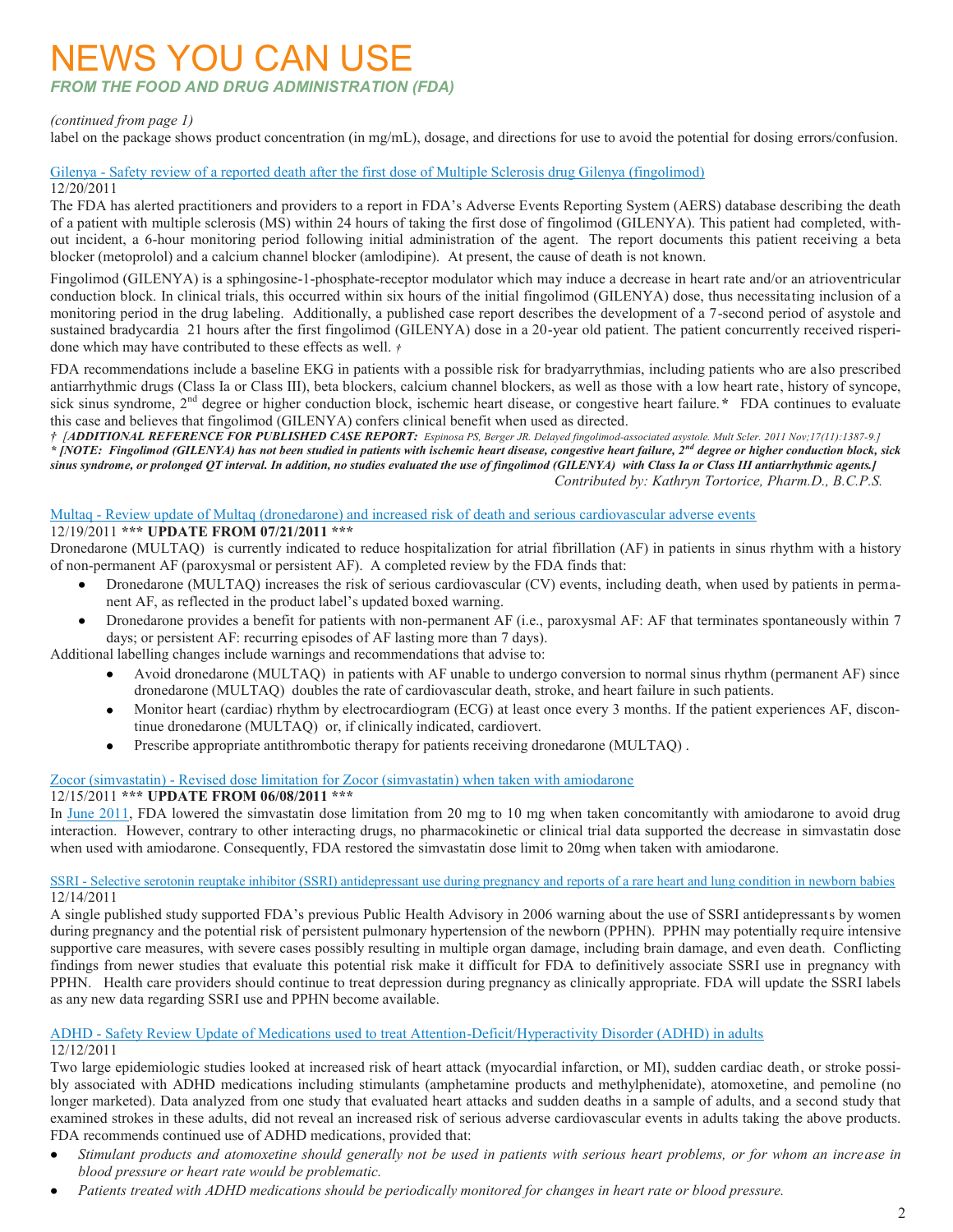# NEWS YOU CAN USE

### *FROM THE FOOD AND DRUG ADMINISTRATION (FDA)*

*(continued from page 1)*

label on the package shows product concentration (in mg/mL), dosage, and directions for use to avoid the potential for dosing errors/confusion.

[Gilenya - Safety review of a reported death after the first dose of Multiple Sclerosis drug Gilenya (fingolimod)](#)

12/20/2011

The FDA has alerted practitioners and providers to a report in FDA's Adverse Events Reporting System (AERS) database describing the death of a patient with multiple sclerosis (MS) within 24 hours of taking the first dose of fingolimod (GILENYA). This patient had completed, without incident, a 6-hour monitoring period following initial administration of the agent. The report documents this patient receiving a beta blocker (metoprolol) and a calcium channel blocker (amlodipine). At present, the cause of death is not known.

Fingolimod (GILENYA) is a sphingosine-1-phosphate-receptor modulator which may induce a decrease in heart rate and/or an atrioventricular conduction block. In clinical trials, this occurred within six hours of the initial fingolimod (GILENYA) dose, thus necessitating inclusion of a monitoring period in the drug labeling. Additionally, a published case report describes the development of a 7-second period of asystole and sustained bradycardia 21 hours after the first fingolimod (GILENYA) dose in a 20-year old patient. The patient concurrently received risperidone which may have contributed to these effects as well. †

FDA recommendations include a baseline EKG in patients with a possible risk for bradyarrythmias, including patients who are also prescribed antiarrhythmic drugs (Class Ia or Class III), beta blockers, calcium channel blockers, as well as those with a low heart rate, history of syncope, sick sinus syndrome, 2nd degree or higher conduction block, ischemic heart disease, or congestive heart failure. * FDA continues to evaluate this case and believes that fingolimod (GILENYA) confers clinical benefit when used as directed.

***† [ADDITIONAL REFERENCE FOR PUBLISHED CASE REPORT:** Espinosa PS, Berger JR. Delayed fingolimod-associated asystole. Mult Scler. 2011 Nov;17(11):1387-9.]*

***\* [NOTE: Fingolimod (GILENYA) has not been studied in patients with ischemic heart disease, congestive heart failure, 2nd degree or higher conduction block, sick sinus syndrome, or prolonged QT interval. In addition, no studies evaluated the use of fingolimod (GILENYA) with Class Ia or Class III antiarrhythmic agents.]***

*Contributed by: Kathryn Tortorice, Pharm.D., B.C.P.S.*

[Multaq - Review update of Multaq (dronedarone) and increased risk of death and serious cardiovascular adverse events](#)

12/19/2011 **\*\*\* UPDATE FROM 07/21/2011 \*\*\***

Dronedarone (MULTAQ) is currently indicated to reduce hospitalization for atrial fibrillation (AF) in patients in sinus rhythm with a history of non-permanent AF (paroxysmal or persistent AF). A completed review by the FDA finds that:

- Dronedarone (MULTAQ) increases the risk of serious cardiovascular (CV) events, including death, when used by patients in permanent AF, as reflected in the product label's updated boxed warning.
- Dronedarone provides a benefit for patients with non-permanent AF (i.e., paroxysmal AF: AF that terminates spontaneously within 7 days; or persistent AF: recurring episodes of AF lasting more than 7 days).

Additional labelling changes include warnings and recommendations that advise to:

- Avoid dronedarone (MULTAQ) in patients with AF unable to undergo conversion to normal sinus rhythm (permanent AF) since dronedarone (MULTAQ) doubles the rate of cardiovascular death, stroke, and heart failure in such patients.
- Monitor heart (cardiac) rhythm by electrocardiogram (ECG) at least once every 3 months. If the patient experiences AF, discontinue dronedarone (MULTAQ) or, if clinically indicated, cardiovert.
- Prescribe appropriate antithrombotic therapy for patients receiving dronedarone (MULTAQ) .

[Zocor (simvastatin) - Revised dose limitation for Zocor (simvastatin) when taken with amiodarone](#)

12/15/2011 **\*\*\* UPDATE FROM 06/08/2011 \*\*\***

In June 2011, FDA lowered the simvastatin dose limitation from 20 mg to 10 mg when taken concomitantly with amiodarone to avoid drug interaction. However, contrary to other interacting drugs, no pharmacokinetic or clinical trial data supported the decrease in simvastatin dose when used with amiodarone. Consequently, FDA restored the simvastatin dose limit to 20mg when taken with amiodarone.

[SSRI - Selective serotonin reuptake inhibitor (SSRI) antidepressant use during pregnancy and reports of a rare heart and lung condition in newborn babies](#)

12/14/2011

A single published study supported FDA's previous Public Health Advisory in 2006 warning about the use of SSRI antidepressants by women during pregnancy and the potential risk of persistent pulmonary hypertension of the newborn (PPHN). PPHN may potentially require intensive supportive care measures, with severe cases possibly resulting in multiple organ damage, including brain damage, and even death. Conflicting findings from newer studies that evaluate this potential risk make it difficult for FDA to definitively associate SSRI use in pregnancy with PPHN. Health care providers should continue to treat depression during pregnancy as clinically appropriate. FDA will update the SSRI labels as any new data regarding SSRI use and PPHN become available.

[ADHD - Safety Review Update of Medications used to treat Attention-Deficit/Hyperactivity Disorder (ADHD) in adults](#)

12/12/2011

Two large epidemiologic studies looked at increased risk of heart attack (myocardial infarction, or MI), sudden cardiac death, or stroke possibly associated with ADHD medications including stimulants (amphetamine products and methylphenidate), atomoxetine, and pemoline (no longer marketed). Data analyzed from one study that evaluated heart attacks and sudden deaths in a sample of adults, and a second study that examined strokes in these adults, did not reveal an increased risk of serious adverse cardiovascular events in adults taking the above products. FDA recommends continued use of ADHD medications, provided that:

- *Stimulant products and atomoxetine should generally not be used in patients with serious heart problems, or for whom an increase in blood pressure or heart rate would be problematic.*
- *Patients treated with ADHD medications should be periodically monitored for changes in heart rate or blood pressure.*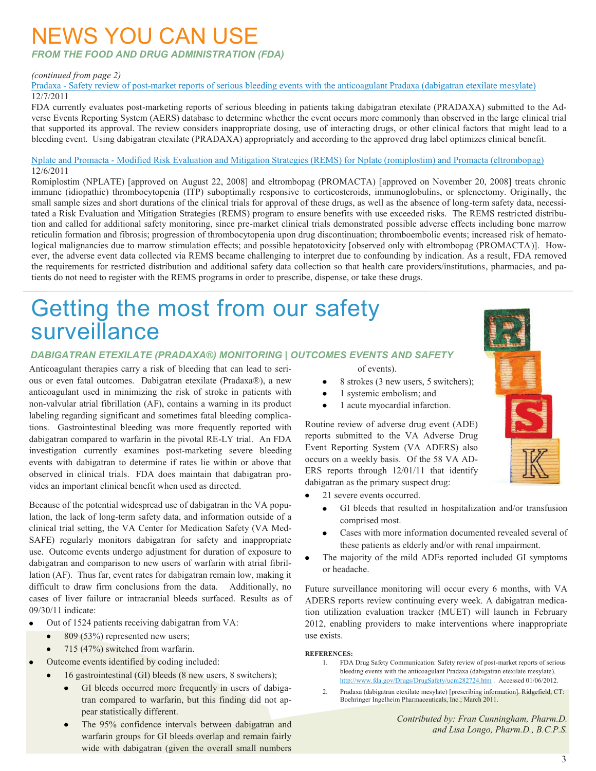# NEWS YOU CAN USE

***FROM THE FOOD AND DRUG ADMINISTRATION (FDA)***

*(continued from page 2)*

Pradaxa - Safety review of post-market reports of serious bleeding events with the anticoagulant Pradaxa (dabigatran etexilate mesylate)
12/7/2011

FDA currently evaluates post-marketing reports of serious bleeding in patients taking dabigatran etexilate (PRADAXA) submitted to the Adverse Events Reporting System (AERS) database to determine whether the event occurs more commonly than observed in the large clinical trial that supported its approval. The review considers inappropriate dosing, use of interacting drugs, or other clinical factors that might lead to a bleeding event. Using dabigatran etexilate (PRADAXA) appropriately and according to the approved drug label optimizes clinical benefit.

Nplate and Promacta - Modified Risk Evaluation and Mitigation Strategies (REMS) for Nplate (romiplostim) and Promacta (eltrombopag)
12/6/2011

Romiplostim (NPLATE) [approved on August 22, 2008] and eltrombopag (PROMACTA) [approved on November 20, 2008] treats chronic immune (idiopathic) thrombocytopenia (ITP) suboptimally responsive to corticosteroids, immunoglobulins, or splenectomy. Originally, the small sample sizes and short durations of the clinical trials for approval of these drugs, as well as the absence of long-term safety data, necessitated a Risk Evaluation and Mitigation Strategies (REMS) program to ensure benefits with use exceeded risks. The REMS restricted distribution and called for additional safety monitoring, since pre-market clinical trials demonstrated possible adverse effects including bone marrow reticulin formation and fibrosis; progression of thrombocytopenia upon drug discontinuation; thromboembolic events; increased risk of hematological malignancies due to marrow stimulation effects; and possible hepatotoxicity [observed only with eltrombopag (PROMACTA)]. However, the adverse event data collected via REMS became challenging to interpret due to confounding by indication. As a result, FDA removed the requirements for restricted distribution and additional safety data collection so that health care providers/institutions, pharmacies, and patients do not need to register with the REMS programs in order to prescribe, dispense, or take these drugs.

# Getting the most from our safety surveillance

### *DABIGATRAN ETEXILATE (PRADAXA®) MONITORING | OUTCOMES EVENTS AND SAFETY*

Anticoagulant therapies carry a risk of bleeding that can lead to serious or even fatal outcomes. Dabigatran etexilate (Pradaxa®), a new anticoagulant used in minimizing the risk of stroke in patients with non-valvular atrial fibrillation (AF), contains a warning in its product labeling regarding significant and sometimes fatal bleeding complications. Gastrointestinal bleeding was more frequently reported with dabigatran compared to warfarin in the pivotal RE-LY trial. An FDA investigation currently examines post-marketing severe bleeding events with dabigatran to determine if rates lie within or above that observed in clinical trials. FDA does maintain that dabigatran provides an important clinical benefit when used as directed.

Because of the potential widespread use of dabigatran in the VA population, the lack of long-term safety data, and information outside of a clinical trial setting, the VA Center for Medication Safety (VA MedSAFE) regularly monitors dabigatran for safety and inappropriate use. Outcome events undergo adjustment for duration of exposure to dabigatran and comparison to new users of warfarin with atrial fibrillation (AF). Thus far, event rates for dabigatran remain low, making it difficult to draw firm conclusions from the data. Additionally, no cases of liver failure or intracranial bleeds surfaced. Results as of 09/30/11 indicate:

- Out of 1524 patients receiving dabigatran from VA:
  - 809 (53%) represented new users;
  - 715 (47%) switched from warfarin.
- Outcome events identified by coding included:
  - 16 gastrointestinal (GI) bleeds (8 new users, 8 switchers);
    - GI bleeds occurred more frequently in users of dabigatran compared to warfarin, but this finding did not appear statistically different.
    - The 95% confidence intervals between dabigatran and warfarin groups for GI bleeds overlap and remain fairly wide with dabigatran (given the overall small numbers of events).
  - 8 strokes (3 new users, 5 switchers);
  - 1 systemic embolism; and
  - 1 acute myocardial infarction.

Routine review of adverse drug event (ADE) reports submitted to the VA Adverse Drug Event Reporting System (VA ADERS) also occurs on a weekly basis. Of the 58 VA ADERS reports through 12/01/11 that identify dabigatran as the primary suspect drug:

- 21 severe events occurred.
  - GI bleeds that resulted in hospitalization and/or transfusion comprised most.
  - Cases with more information documented revealed several of these patients as elderly and/or with renal impairment.
- The majority of the mild ADEs reported included GI symptoms or headache.

Future surveillance monitoring will occur every 6 months, with VA ADERS reports review continuing every week. A dabigatran medication utilization evaluation tracker (MUET) will launch in February 2012, enabling providers to make interventions where inappropriate use exists.

**REFERENCES:**

1. FDA Drug Safety Communication: Safety review of post-market reports of serious bleeding events with the anticoagulant Pradaxa (dabigatran etexilate mesylate). http://www.fda.gov/Drugs/DrugSafety/ucm282724.htm . Accessed 01/06/2012.
2. Pradaxa (dabigatran etexilate mesylate) [prescribing information]. Ridgefield, CT: Boehringer Ingelheim Pharmaceuticals, Inc.; March 2011.

*Contributed by: Fran Cunningham, Pharm.D. and Lisa Longo, Pharm.D., B.C.P.S.*